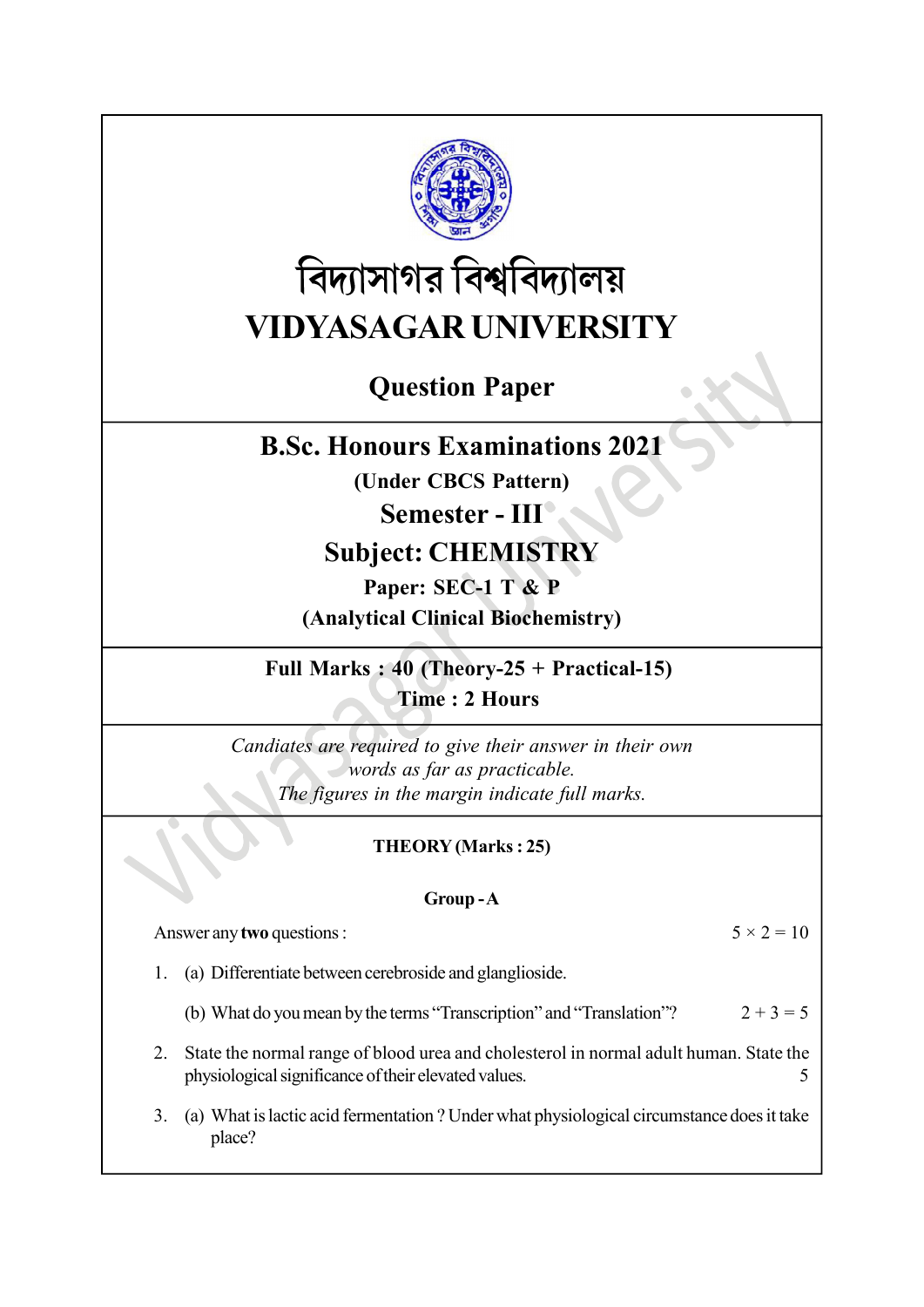বিদ্যাসাগর বিশ্ববিদ্যালয়

# VIDYASAGAR UNIVERSITY

## Question Paper

## B.Sc. Honours Examinations 2021

**(Under CBCS Pattern)**

**Semester - III**

**Subject: CHEMISTRY**

**Paper: SEC-1 T & P**

**(Analytical Clinical Biochemistry)**

**Full Marks : 40 (Theory-25 + Practical-15)**

**Time : 2 Hours**

*Candiates are required to give their answer in their own words as far as practicable.*
*The figures in the margin indicate full marks.*

**THEORY (Marks : 25)**

**Group - A**

Answer any **two** questions : $5 \times 2 = 10$

1. (a) Differentiate between cerebroside and glanglioside.

   (b) What do you mean by the terms "Transcription" and "Translation"? $2 + 3 = 5$

2. State the normal range of blood urea and cholesterol in normal adult human. State the physiological significance of their elevated values. 5

3. (a) What is lactic acid fermentation ? Under what physiological circumstance does it take place?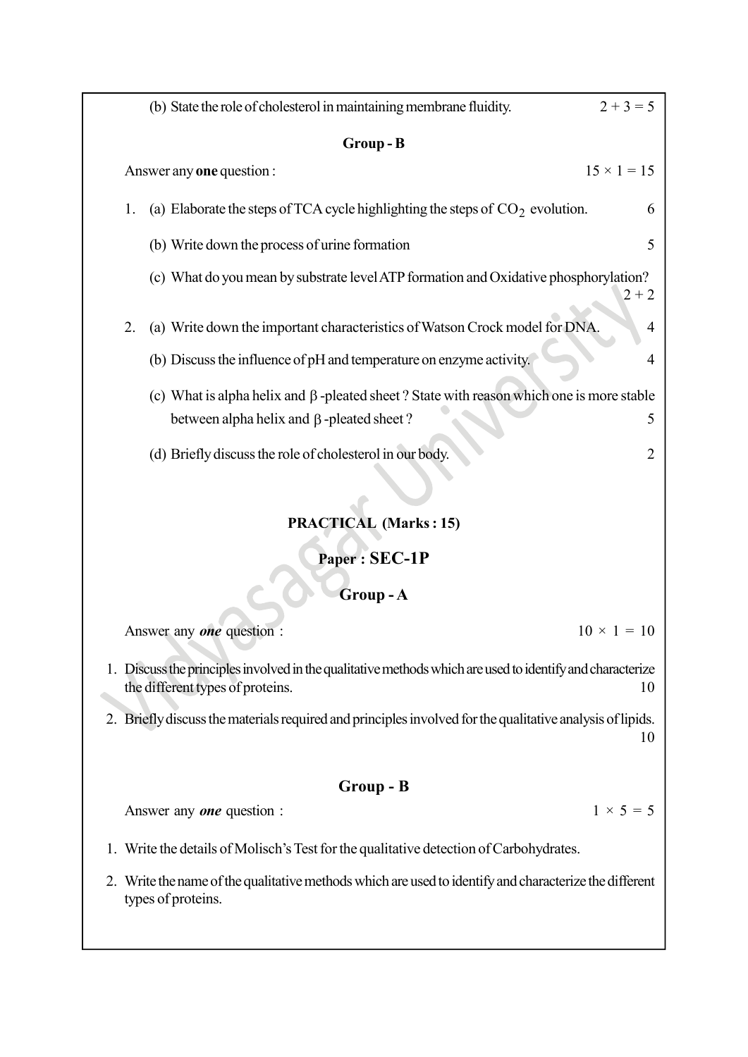(b) State the role of cholesterol in maintaining membrane fluidity. $2 + 3 = 5$

**Group - B**

Answer any **one** question : $15 \times 1 = 15$

1. (a) Elaborate the steps of TCA cycle highlighting the steps of $CO_2$ evolution. 6

   (b) Write down the process of urine formation 5

   (c) What do you mean by substrate level ATP formation and Oxidative phosphorylation? $2 + 2$

2. (a) Write down the important characteristics of Watson Crock model for DNA. 4

   (b) Discuss the influence of pH and temperature on enzyme activity. 4

   (c) What is alpha helix and $\beta$-pleated sheet ? State with reason which one is more stable between alpha helix and $\beta$-pleated sheet ? 5

   (d) Briefly discuss the role of cholesterol in our body. 2

**PRACTICAL (Marks : 15)**

**Paper : SEC-1P**

**Group - A**

Answer any ***one*** question : $10 \times 1 = 10$

1. Discuss the principles involved in the qualitative methods which are used to identify and characterize the different types of proteins. 10

2. Briefly discuss the materials required and principles involved for the qualitative analysis of lipids. 10

**Group - B**

Answer any ***one*** question : $1 \times 5 = 5$

1. Write the details of Molisch's Test for the qualitative detection of Carbohydrates.

2. Write the name of the qualitative methods which are used to identify and characterize the different types of proteins.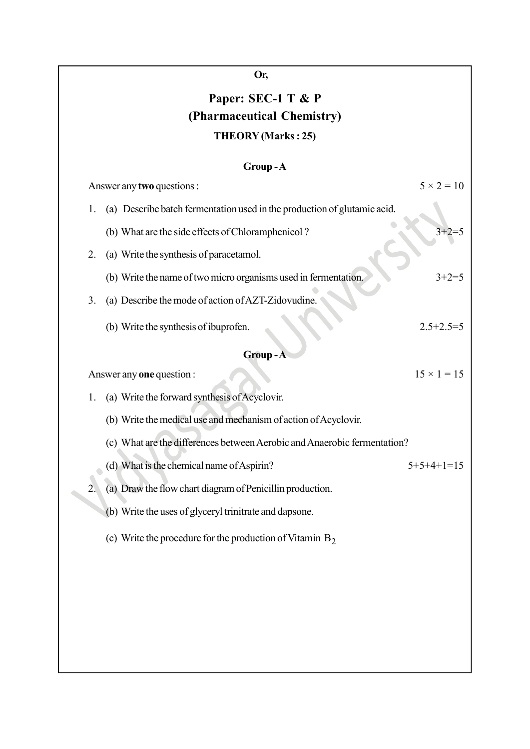**Or,**

## Paper: SEC-1 T & P

## (Pharmaceutical Chemistry)

### THEORY (Marks : 25)

### Group - A

Answer any **two** questions : $5 \times 2 = 10$

1. (a) Describe batch fermentation used in the production of glutamic acid.

   (b) What are the side effects of Chloramphenicol ? 3+2=5

2. (a) Write the synthesis of paracetamol.

   (b) Write the name of two micro organisms used in fermentation. 3+2=5

3. (a) Describe the mode of action of AZT-Zidovudine.

   (b) Write the synthesis of ibuprofen. 2.5+2.5=5

### Group - A

Answer any **one** question : $15 \times 1 = 15$

1. (a) Write the forward synthesis of Acyclovir.

   (b) Write the medical use and mechanism of action of Acyclovir.

   (c) What are the differences between Aerobic and Anaerobic fermentation?

   (d) What is the chemical name of Aspirin? 5+5+4+1=15

2. (a) Draw the flow chart diagram of Penicillin production.

   (b) Write the uses of glyceryl trinitrate and dapsone.

   (c) Write the procedure for the production of Vitamin $B_2$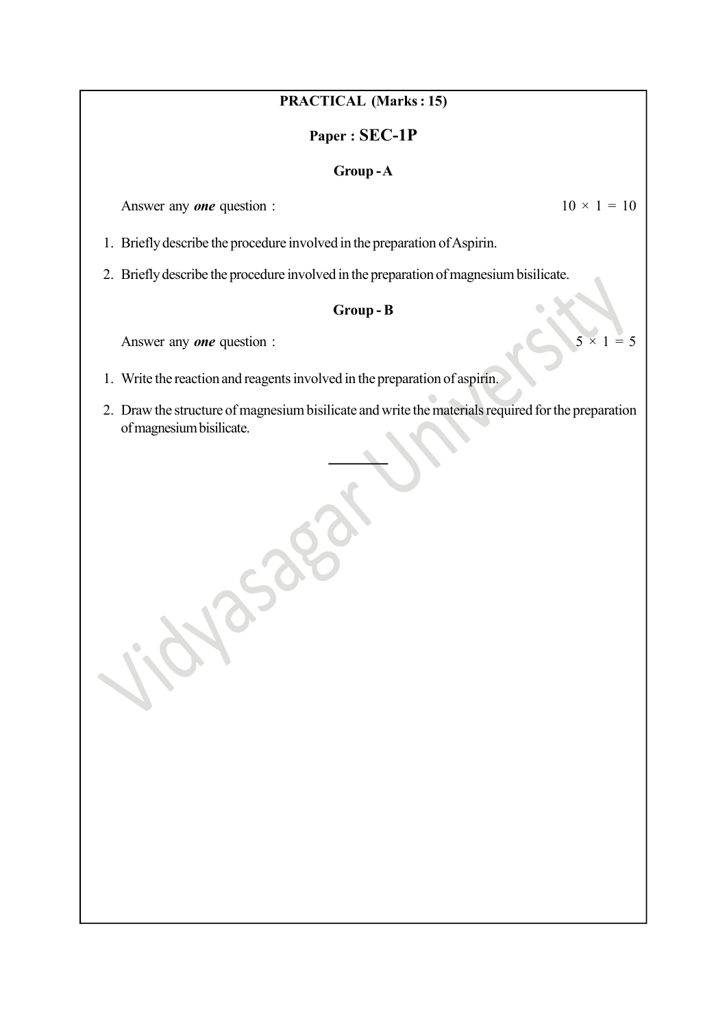**PRACTICAL (Marks : 15)**

**Paper : SEC-1P**

**Group - A**

Answer any ***one*** question : $10 \times 1 = 10$

1. Briefly describe the procedure involved in the preparation of Aspirin.
2. Briefly describe the procedure involved in the preparation of magnesium bisilicate.

**Group - B**

Answer any ***one*** question : $5 \times 1 = 5$

1. Write the reaction and reagents involved in the preparation of aspirin.
2. Draw the structure of magnesium bisilicate and write the materials required for the preparation of magnesium bisilicate.